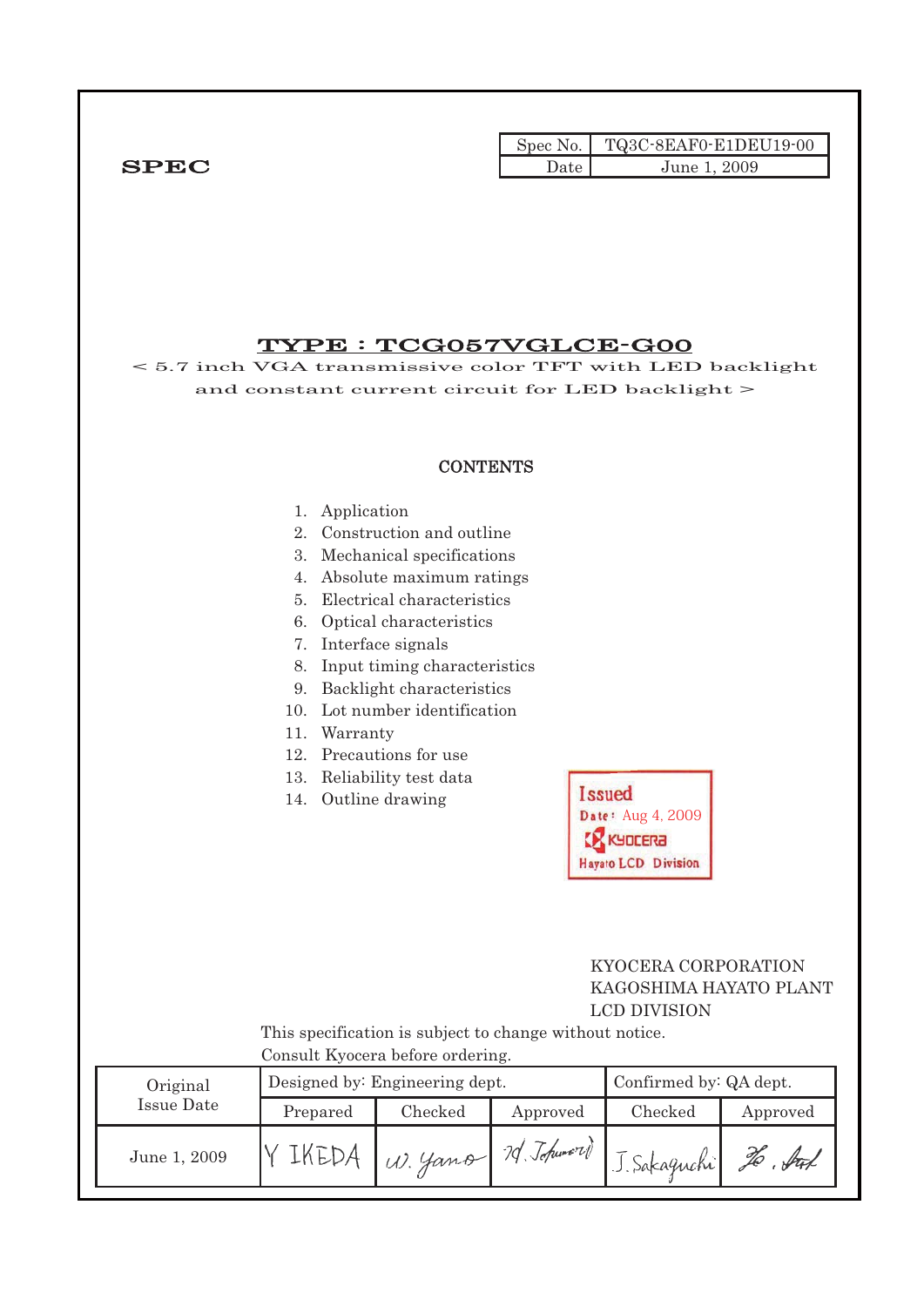| Spec No. | TQ3C-8EAF0-E1DEU19-00 |
|---|---|
| Date | June 1, 2009 |

**SPEC**

# TYPE : TCG057VGLCE-G00

< 5.7 inch VGA transmissive color TFT with LED backlight and constant current circuit for LED backlight >

## CONTENTS

1. Application
2. Construction and outline
3. Mechanical specifications
4. Absolute maximum ratings
5. Electrical characteristics
6. Optical characteristics
7. Interface signals
8. Input timing characteristics
9. Backlight characteristics
10. Lot number identification
11. Warranty
12. Precautions for use
13. Reliability test data
14. Outline drawing

Issued
Date: Aug 4, 2009
KYOCERA
Hayato LCD Division

KYOCERA CORPORATION
KAGOSHIMA HAYATO PLANT
LCD DIVISION

This specification is subject to change without notice.
Consult Kyocera before ordering.

| Original Issue Date | Designed by: Engineering dept. | | | Confirmed by: QA dept. | |
|---|---|---|---|---|---|
| | Prepared | Checked | Approved | Checked | Approved |
| June 1, 2009 | Y IKEDA | W. Yano | M. Tohmori | J. Sakaguchi | H. Sat |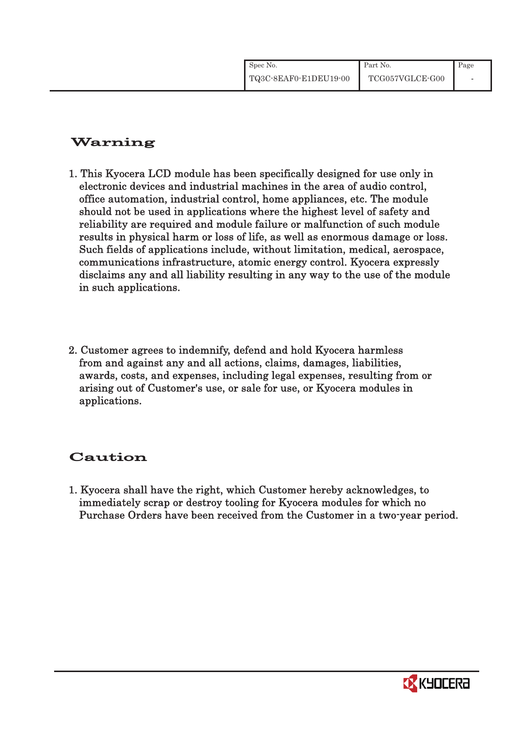## Warning

1. This Kyocera LCD module has been specifically designed for use only in electronic devices and industrial machines in the area of audio control, office automation, industrial control, home appliances, etc. The module should not be used in applications where the highest level of safety and reliability are required and module failure or malfunction of such module results in physical harm or loss of life, as well as enormous damage or loss. Such fields of applications include, without limitation, medical, aerospace, communications infrastructure, atomic energy control. Kyocera expressly disclaims any and all liability resulting in any way to the use of the module in such applications.

2. Customer agrees to indemnify, defend and hold Kyocera harmless from and against any and all actions, claims, damages, liabilities, awards, costs, and expenses, including legal expenses, resulting from or arising out of Customer's use, or sale for use, or Kyocera modules in applications.

## Caution

1. Kyocera shall have the right, which Customer hereby acknowledges, to immediately scrap or destroy tooling for Kyocera modules for which no Purchase Orders have been received from the Customer in a two-year period.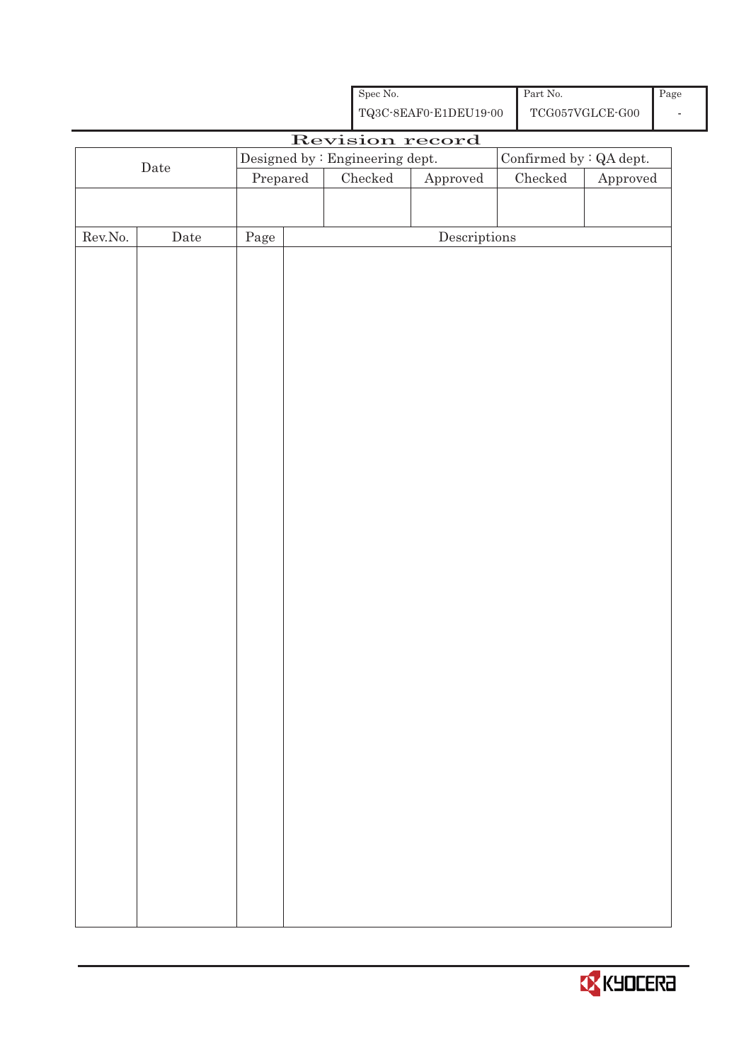| Spec No. | Part No. | Page |
|---|---|---|
| TQ3C-8EAF0-E1DEU19-00 | TCG057VGLCE-G00 | - |

# Revision record

| Date | Designed by : Engineering dept. | | | Confirmed by : QA dept. | |
|---|---|---|---|---|---|
| | Prepared | Checked | Approved | Checked | Approved |
| | | | | | |

| Rev.No. | Date | Page | Descriptions |
|---|---|---|---|
| | | | |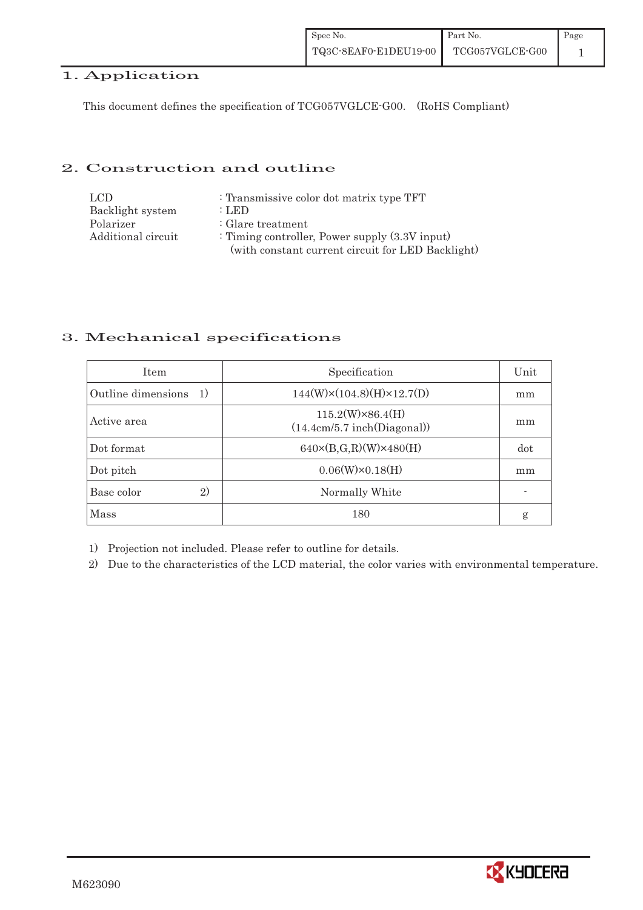# 1. Application

This document defines the specification of TCG057VGLCE-G00.　(RoHS Compliant)

# 2. Construction and outline

| | |
|---|---|
| LCD | : Transmissive color dot matrix type TFT |
| Backlight system | : LED |
| Polarizer | : Glare treatment |
| Additional circuit | : Timing controller, Power supply (3.3V input) (with constant current circuit for LED Backlight) |

# 3. Mechanical specifications

| Item | Specification | Unit |
|---|---|---|
| Outline dimensions　1) | 144(W)×(104.8)(H)×12.7(D) | mm |
| Active area | 115.2(W)×86.4(H) (14.4cm/5.7 inch(Diagonal)) | mm |
| Dot format | 640×(B,G,R)(W)×480(H) | dot |
| Dot pitch | 0.06(W)×0.18(H) | mm |
| Base color　2) | Normally White | - |
| Mass | 180 | g |

1) Projection not included. Please refer to outline for details.

2) Due to the characteristics of the LCD material, the color varies with environmental temperature.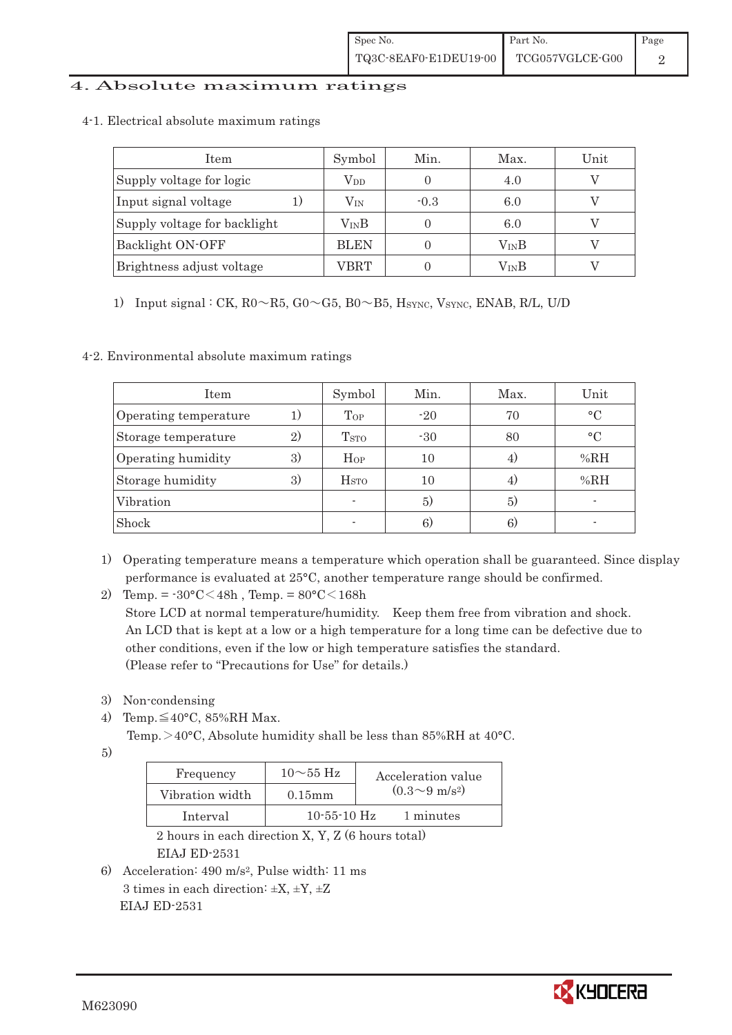# 4. Absolute maximum ratings

## 4-1. Electrical absolute maximum ratings

| Item | Symbol | Min. | Max. | Unit |
|---|---|---|---|---|
| Supply voltage for logic | $V_{DD}$ | 0 | 4.0 | V |
| Input signal voltage 1) | $V_{IN}$ | -0.3 | 6.0 | V |
| Supply voltage for backlight | $V_{IN}B$ | 0 | 6.0 | V |
| Backlight ON-OFF | BLEN | 0 | $V_{IN}B$ | V |
| Brightness adjust voltage | VBRT | 0 | $V_{IN}B$ | V |

1) Input signal : CK, R0～R5, G0～G5, B0～B5, $H_{SYNC}$, $V_{SYNC}$, ENAB, R/L, U/D

## 4-2. Environmental absolute maximum ratings

| Item | Symbol | Min. | Max. | Unit |
|---|---|---|---|---|
| Operating temperature 1) | $T_{OP}$ | -20 | 70 | °C |
| Storage temperature 2) | $T_{STO}$ | -30 | 80 | °C |
| Operating humidity 3) | $H_{OP}$ | 10 | 4) | %RH |
| Storage humidity 3) | $H_{STO}$ | 10 | 4) | %RH |
| Vibration | - | 5) | 5) | - |
| Shock | - | 6) | 6) | - |

1) Operating temperature means a temperature which operation shall be guaranteed. Since display performance is evaluated at 25°C, another temperature range should be confirmed.

2) Temp. = -30°C＜48h , Temp. = 80°C＜168h
   Store LCD at normal temperature/humidity. Keep them free from vibration and shock.
   An LCD that is kept at a low or a high temperature for a long time can be defective due to other conditions, even if the low or high temperature satisfies the standard.
   (Please refer to "Precautions for Use" for details.)

3) Non-condensing

4) Temp.≦40°C, 85%RH Max.
   Temp.＞40°C, Absolute humidity shall be less than 85%RH at 40°C.

5)

| Frequency | 10～55 Hz | Acceleration value ($0.3～9\ m/s^2$) |
|---|---|---|
| Vibration width | 0.15mm | |
| Interval | 10-55-10 Hz | 1 minutes |

   2 hours in each direction X, Y, Z (6 hours total)
   EIAJ ED-2531

6) Acceleration: $490\ m/s^2$, Pulse width: 11 ms
   3 times in each direction: ±X, ±Y, ±Z
   EIAJ ED-2531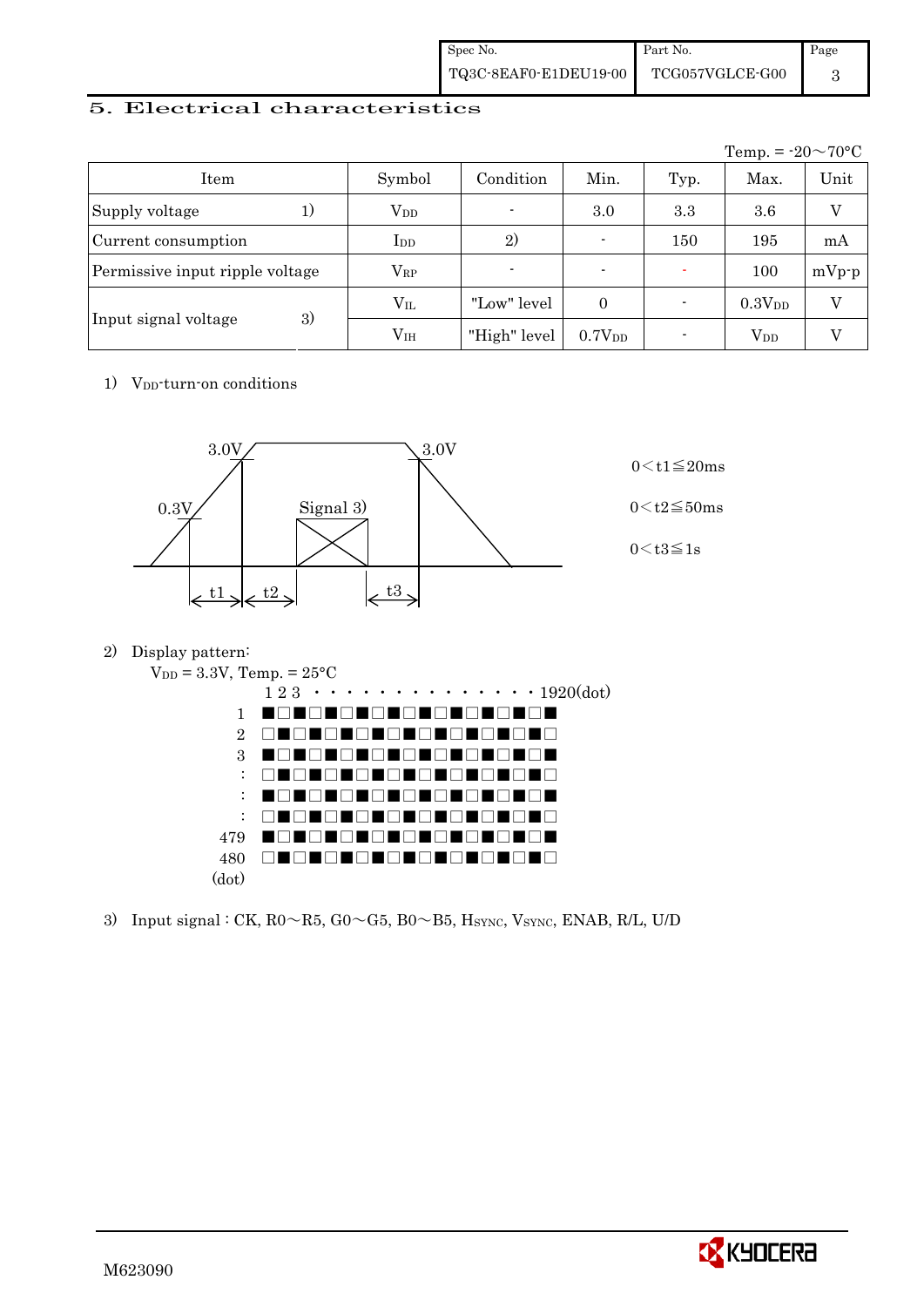# 5. Electrical characteristics

Temp. = -20～70°C

| Item | | Symbol | Condition | Min. | Typ. | Max. | Unit |
|---|---|---|---|---|---|---|---|
| Supply voltage | 1) | $V_{DD}$ | - | 3.0 | 3.3 | 3.6 | V |
| Current consumption | | $I_{DD}$ | 2) | - | 150 | 195 | mA |
| Permissive input ripple voltage | | $V_{RP}$ | - | - | - | 100 | mVp-p |
| Input signal voltage | 3) | $V_{IL}$ | "Low" level | 0 | - | $0.3V_{DD}$ | V |
| | | $V_{IH}$ | "High" level | $0.7V_{DD}$ | - | $V_{DD}$ | V |

1) $V_{DD}$-turn-on conditions

3.0V, 0.3V, Signal 3), 3.0V, t1, t2, t3

0＜t1≦20ms

0＜t2≦50ms

0＜t3≦1s

2) Display pattern:

$V_{DD}$ = 3.3V, Temp. = 25°C

1 2 3 ・・・・・・・・・・・・・・1920(dot)

1 ■□■□■□■□■□■□■□■□■□

2 □■□■□■□■□■□■□■□■□■

3 ■□■□■□■□■□■□■□■□■□

: □■□■□■□■□■□■□■□■□■

: ■□■□■□■□■□■□■□■□■□

: □■□■□■□■□■□■□■□■□■

479 ■□■□■□■□■□■□■□■□■□

480 □■□■□■□■□■□■□■□■□■

(dot)

3) Input signal : CK, R0～R5, G0～G5, B0～B5, $H_{SYNC}$, $V_{SYNC}$, ENAB, R/L, U/D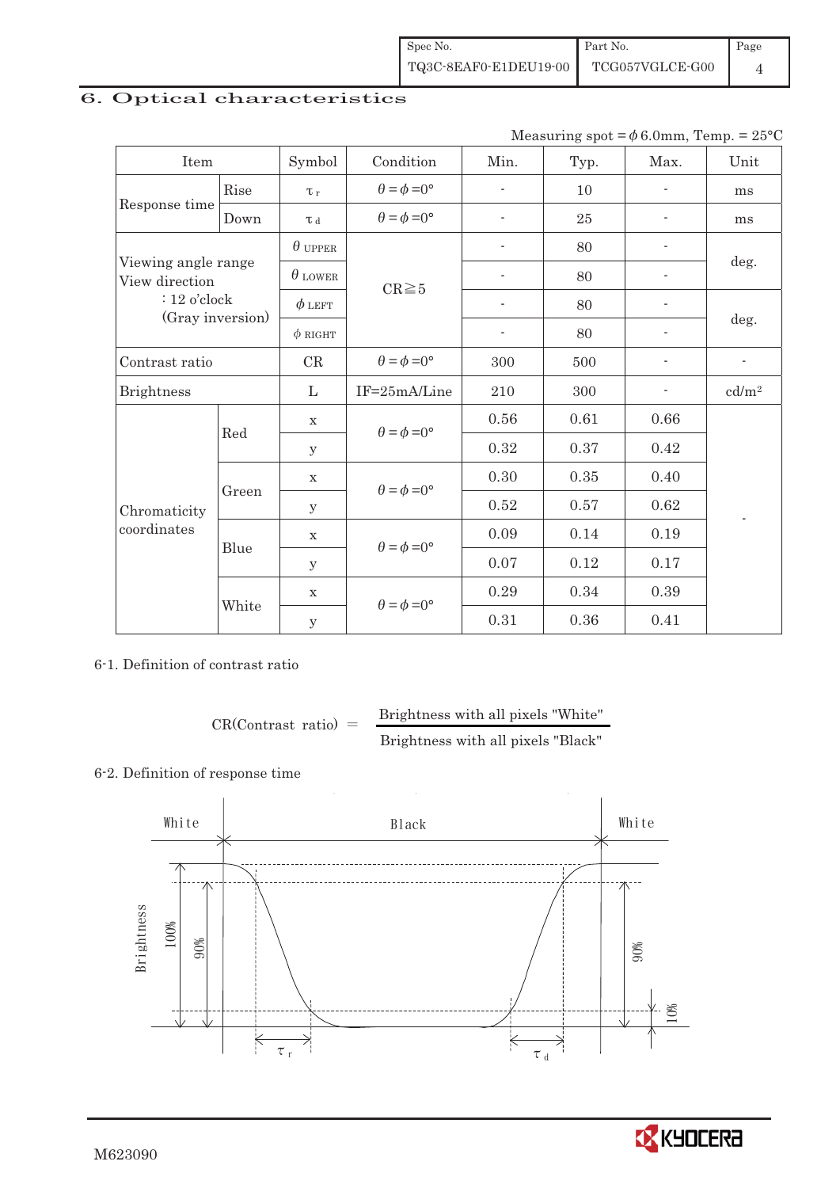## 6. Optical characteristics

Measuring spot = $\phi$ 6.0mm, Temp. = 25°C

| Item | | Symbol | Condition | Min. | Typ. | Max. | Unit |
|---|---|---|---|---|---|---|---|
| Response time | Rise | $\tau_r$ | $\theta = \phi = 0°$ | - | 10 | - | ms |
| | Down | $\tau_d$ | $\theta = \phi = 0°$ | - | 25 | - | ms |
| Viewing angle range View direction : 12 o'clock (Gray inversion) | | $\theta$ UPPER | CR≧5 | - | 80 | - | deg. |
| | | $\theta$ LOWER | | - | 80 | - | |
| | | $\phi$ LEFT | | - | 80 | - | deg. |
| | | $\phi$ RIGHT | | - | 80 | - | |
| Contrast ratio | | CR | $\theta = \phi = 0°$ | 300 | 500 | - | - |
| Brightness | | L | IF=25mA/Line | 210 | 300 | - | cd/m² |
| Chromaticity coordinates | Red | x | $\theta = \phi = 0°$ | 0.56 | 0.61 | 0.66 | - |
| | | y | | 0.32 | 0.37 | 0.42 | |
| | Green | x | $\theta = \phi = 0°$ | 0.30 | 0.35 | 0.40 | |
| | | y | | 0.52 | 0.57 | 0.62 | |
| | Blue | x | $\theta = \phi = 0°$ | 0.09 | 0.14 | 0.19 | |
| | | y | | 0.07 | 0.12 | 0.17 | |
| | White | x | $\theta = \phi = 0°$ | 0.29 | 0.34 | 0.39 | |
| | | y | | 0.31 | 0.36 | 0.41 | |

6-1. Definition of contrast ratio

$$\text{CR(Contrast ratio)} = \frac{\text{Brightness with all pixels "White"}}{\text{Brightness with all pixels "Black"}}$$

6-2. Definition of response time

White　Black　White

Brightness　100%　90%　90%　10%

$\tau_r$　$\tau_d$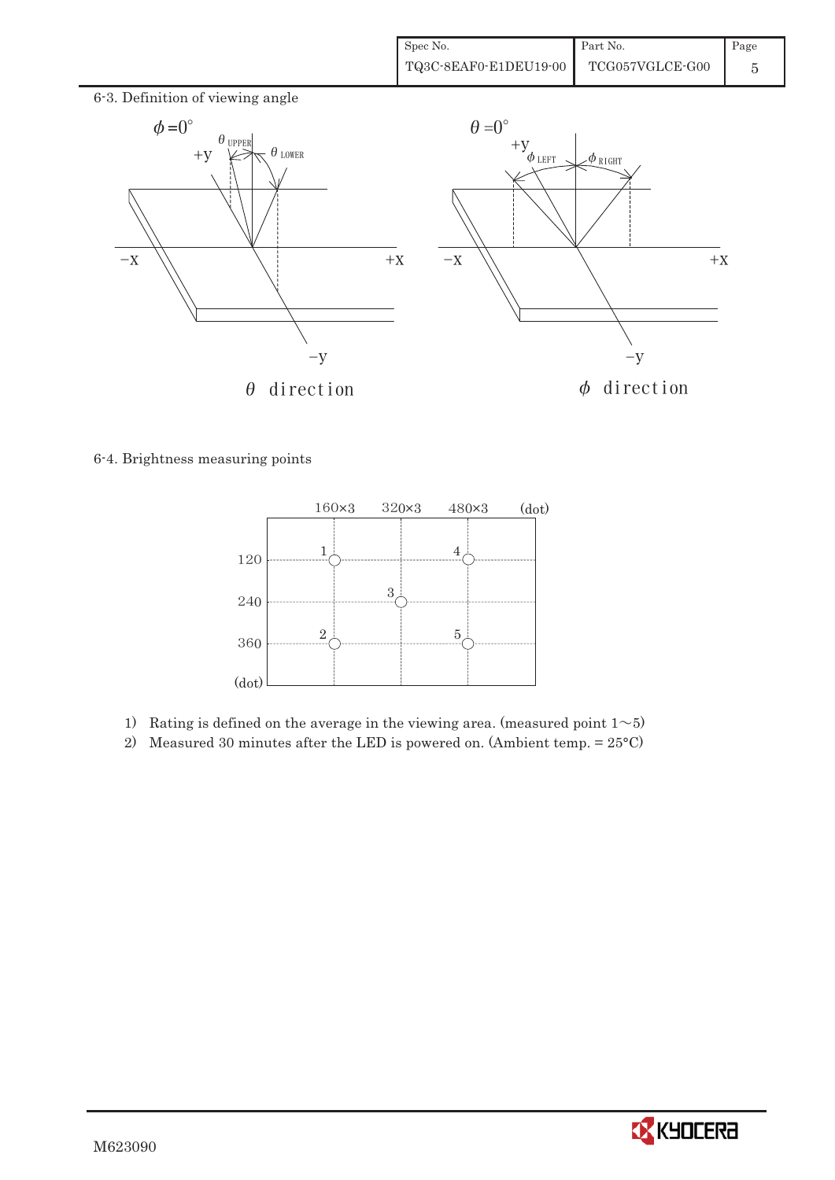## 6-3. Definition of viewing angle

$\phi = 0°$

$\theta_{UPPER}$ $\theta_{LOWER}$

+y, −X, +X, −y

$\theta$ direction

$\theta = 0°$

$\phi_{LEFT}$ $\phi_{RIGHT}$

+y, −X, +X, −y

$\phi$ direction

## 6-4. Brightness measuring points

| (dot) | 160×3 | 320×3 | 480×3 |
|---|---|---|---|
| 120 | 1 | | 4 |
| 240 | | 3 | |
| 360 | 2 | | 5 |

1) Rating is defined on the average in the viewing area. (measured point 1∼5)
2) Measured 30 minutes after the LED is powered on. (Ambient temp. = 25°C)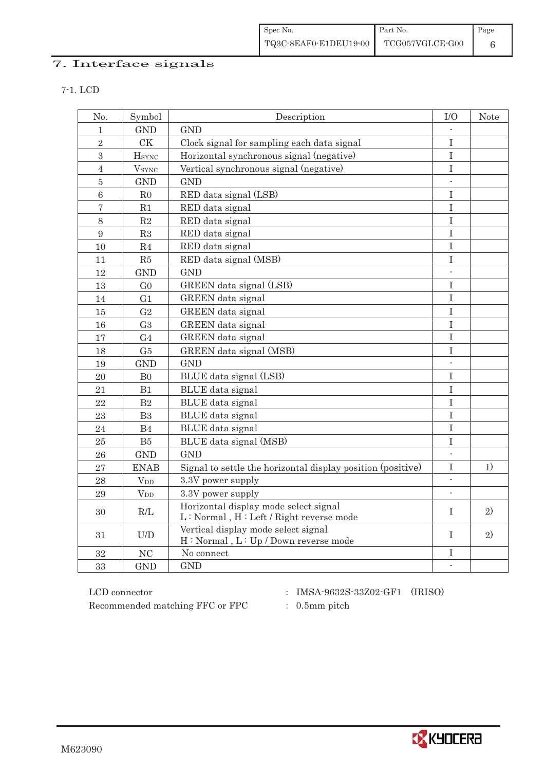## 7. Interface signals

### 7-1. LCD

| No. | Symbol | Description | I/O | Note |
|---|---|---|---|---|
| 1 | GND | GND | - | |
| 2 | CK | Clock signal for sampling each data signal | I | |
| 3 | $H_{SYNC}$ | Horizontal synchronous signal (negative) | I | |
| 4 | $V_{SYNC}$ | Vertical synchronous signal (negative) | I | |
| 5 | GND | GND | - | |
| 6 | R0 | RED data signal (LSB) | I | |
| 7 | R1 | RED data signal | I | |
| 8 | R2 | RED data signal | I | |
| 9 | R3 | RED data signal | I | |
| 10 | R4 | RED data signal | I | |
| 11 | R5 | RED data signal (MSB) | I | |
| 12 | GND | GND | - | |
| 13 | G0 | GREEN data signal (LSB) | I | |
| 14 | G1 | GREEN data signal | I | |
| 15 | G2 | GREEN data signal | I | |
| 16 | G3 | GREEN data signal | I | |
| 17 | G4 | GREEN data signal | I | |
| 18 | G5 | GREEN data signal (MSB) | I | |
| 19 | GND | GND | - | |
| 20 | B0 | BLUE data signal (LSB) | I | |
| 21 | B1 | BLUE data signal | I | |
| 22 | B2 | BLUE data signal | I | |
| 23 | B3 | BLUE data signal | I | |
| 24 | B4 | BLUE data signal | I | |
| 25 | B5 | BLUE data signal (MSB) | I | |
| 26 | GND | GND | - | |
| 27 | ENAB | Signal to settle the horizontal display position (positive) | I | 1) |
| 28 | $V_{DD}$ | 3.3V power supply | - | |
| 29 | $V_{DD}$ | 3.3V power supply | - | |
| 30 | R/L | Horizontal display mode select signal<br>L : Normal , H : Left / Right reverse mode | I | 2) |
| 31 | U/D | Vertical display mode select signal<br>H : Normal , L : Up / Down reverse mode | I | 2) |
| 32 | NC | No connect | I | |
| 33 | GND | GND | - | |

LCD connector : IMSA-9632S-33Z02-GF1 (IRISO)

Recommended matching FFC or FPC : 0.5mm pitch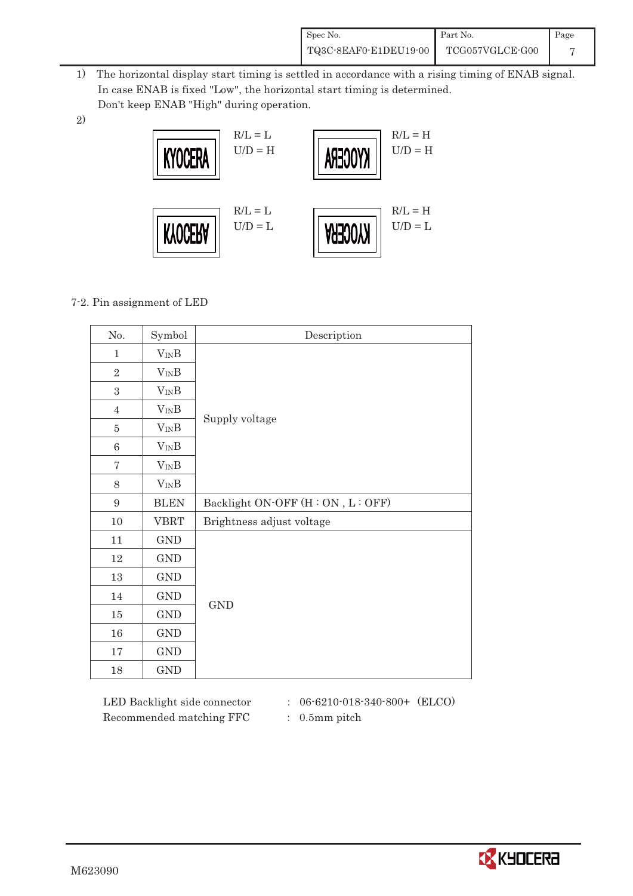1) The horizontal display start timing is settled in accordance with a rising timing of ENAB signal. In case ENAB is fixed "Low", the horizontal start timing is determined. Don't keep ENAB "High" during operation.

2)

| | | | |
|---|---|---|---|
| KYOCERA | R/L = L<br>U/D = H | KYOCERA (mirrored) | R/L = H<br>U/D = H |
| KYOCERA (upside down) | R/L = L<br>U/D = L | KYOCERA (rotated) | R/L = H<br>U/D = L |

7-2. Pin assignment of LED

| No. | Symbol | Description |
|---|---|---|
| 1 | $V_{IN}B$ | Supply voltage |
| 2 | $V_{IN}B$ | |
| 3 | $V_{IN}B$ | |
| 4 | $V_{IN}B$ | |
| 5 | $V_{IN}B$ | |
| 6 | $V_{IN}B$ | |
| 7 | $V_{IN}B$ | |
| 8 | $V_{IN}B$ | |
| 9 | BLEN | Backlight ON-OFF (H : ON , L : OFF) |
| 10 | VBRT | Brightness adjust voltage |
| 11 | GND | GND |
| 12 | GND | |
| 13 | GND | |
| 14 | GND | |
| 15 | GND | |
| 16 | GND | |
| 17 | GND | |
| 18 | GND | |

LED Backlight side connector : 06-6210-018-340-800+ (ELCO)
Recommended matching FFC : 0.5mm pitch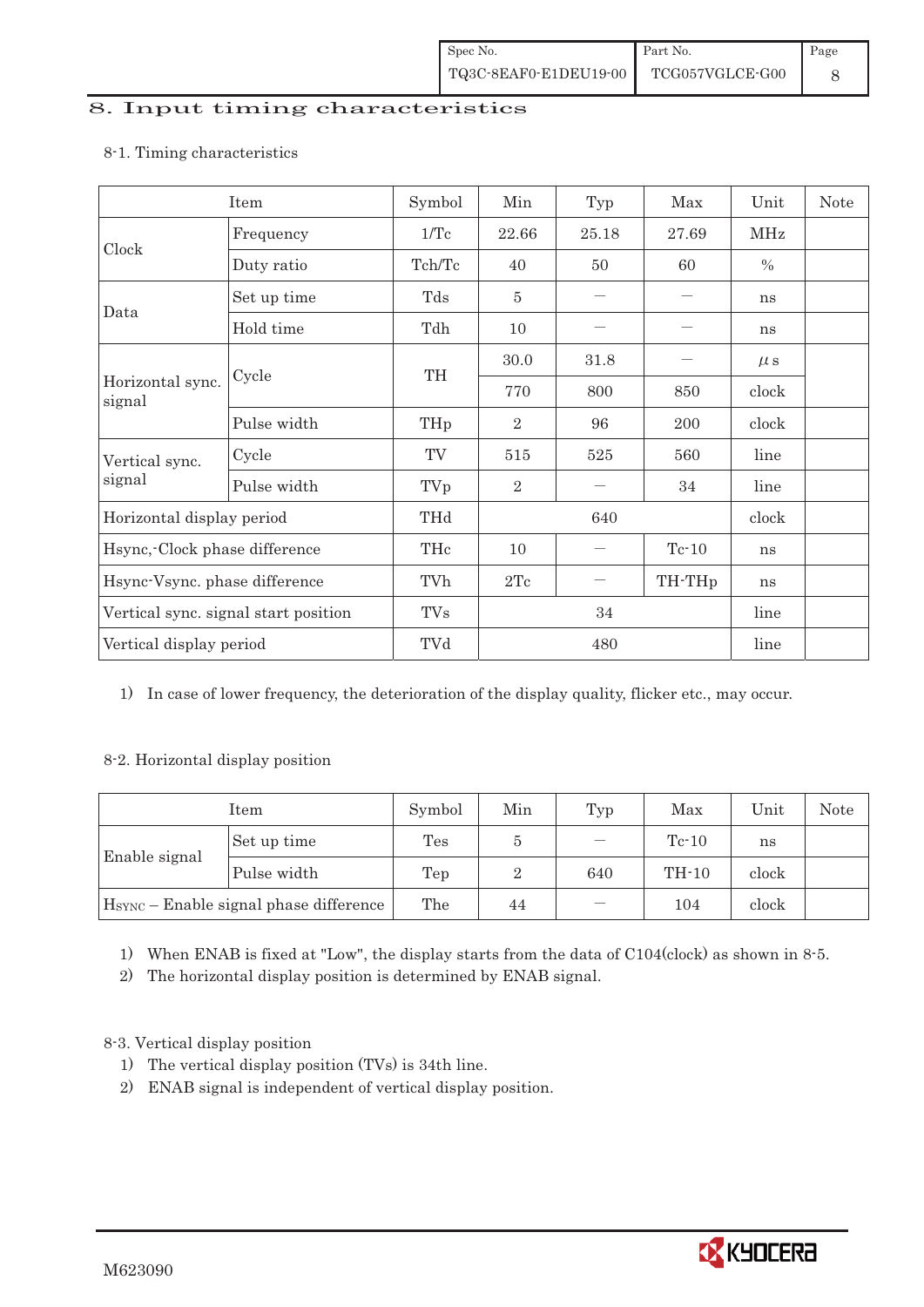# 8. Input timing characteristics

## 8-1. Timing characteristics

| Item | | Symbol | Min | Typ | Max | Unit | Note |
|---|---|---|---|---|---|---|---|
| Clock | Frequency | 1/Tc | 22.66 | 25.18 | 27.69 | MHz | |
| | Duty ratio | Tch/Tc | 40 | 50 | 60 | % | |
| Data | Set up time | Tds | 5 | — | — | ns | |
| | Hold time | Tdh | 10 | — | — | ns | |
| Horizontal sync. signal | Cycle | TH | 30.0 | 31.8 | — | μs | |
| | | | 770 | 800 | 850 | clock | |
| | Pulse width | THp | 2 | 96 | 200 | clock | |
| Vertical sync. signal | Cycle | TV | 515 | 525 | 560 | line | |
| | Pulse width | TVp | 2 | — | 34 | line | |
| Horizontal display period | | THd | | 640 | | clock | |
| Hsync,-Clock phase difference | | THc | 10 | — | Tc-10 | ns | |
| Hsync-Vsync. phase difference | | TVh | 2Tc | — | TH-THp | ns | |
| Vertical sync. signal start position | | TVs | | 34 | | line | |
| Vertical display period | | TVd | | 480 | | line | |

1) In case of lower frequency, the deterioration of the display quality, flicker etc., may occur.

## 8-2. Horizontal display position

| Item | | Symbol | Min | Typ | Max | Unit | Note |
|---|---|---|---|---|---|---|---|
| Enable signal | Set up time | Tes | 5 | — | Tc-10 | ns | |
| | Pulse width | Tep | 2 | 640 | TH-10 | clock | |
| HSYNC – Enable signal phase difference | | The | 44 | — | 104 | clock | |

1) When ENAB is fixed at "Low", the display starts from the data of C104(clock) as shown in 8-5.
2) The horizontal display position is determined by ENAB signal.

## 8-3. Vertical display position

1) The vertical display position (TVs) is 34th line.
2) ENAB signal is independent of vertical display position.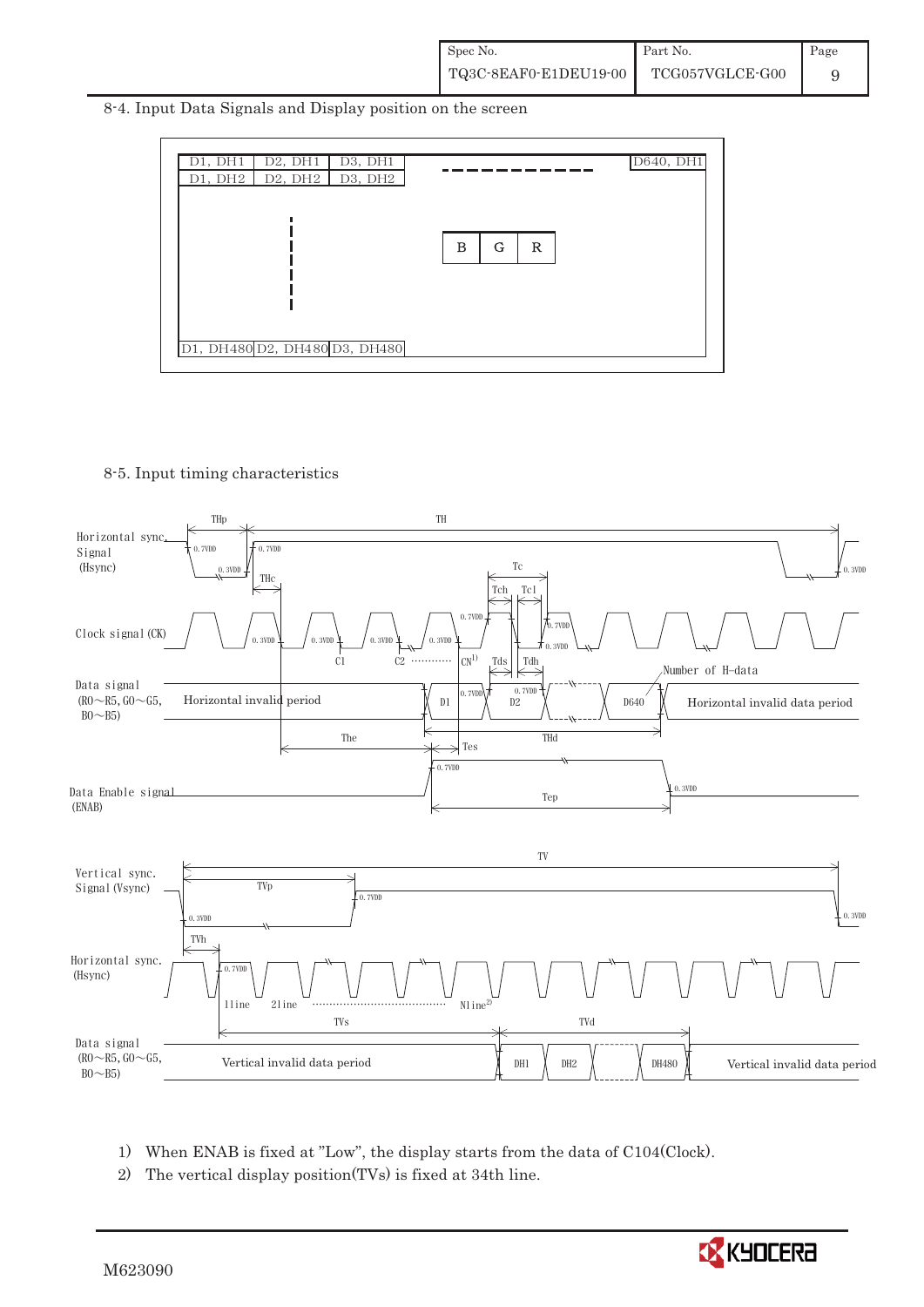## 8-4. Input Data Signals and Display position on the screen

| D1, DH1 | D2, DH1 | D3, DH1 | - - - - - - - - - - | D640, DH1 |
|---|---|---|---|---|
| D1, DH2 | D2, DH2 | D3, DH2 | | |
| ⋮ | | | B G R | |
| D1, DH480 | D2, DH480 | D3, DH480 | | |

## 8-5. Input timing characteristics

Horizontal sync. Signal (Hsync): THp, TH, THc, 0.7VDD, 0.3VDD

Clock signal (CK): Tc, Tch, Tcl, C1, C2, CN[1], Tds, Tdh, 0.7VDD, 0.3VDD

Data signal (R0～R5, G0～G5, B0～B5): Horizontal invalid period, D1, D2, D640, Number of H-data, Horizontal invalid data period, The, Tes, THd

Data Enable signal (ENAB): Tep, 0.7VDD, 0.3VDD

Vertical sync. Signal (Vsync): TV, TVp, 0.7VDD, 0.3VDD

Horizontal sync. (Hsync): TVh, 1line, 2line, Nline[2]

Data signal (R0～R5, G0～G5, B0～B5): TVs, TVd, Vertical invalid data period, DH1, DH2, DH480, Vertical invalid data period

1) When ENAB is fixed at "Low", the display starts from the data of C104(Clock).

2) The vertical display position(TVs) is fixed at 34th line.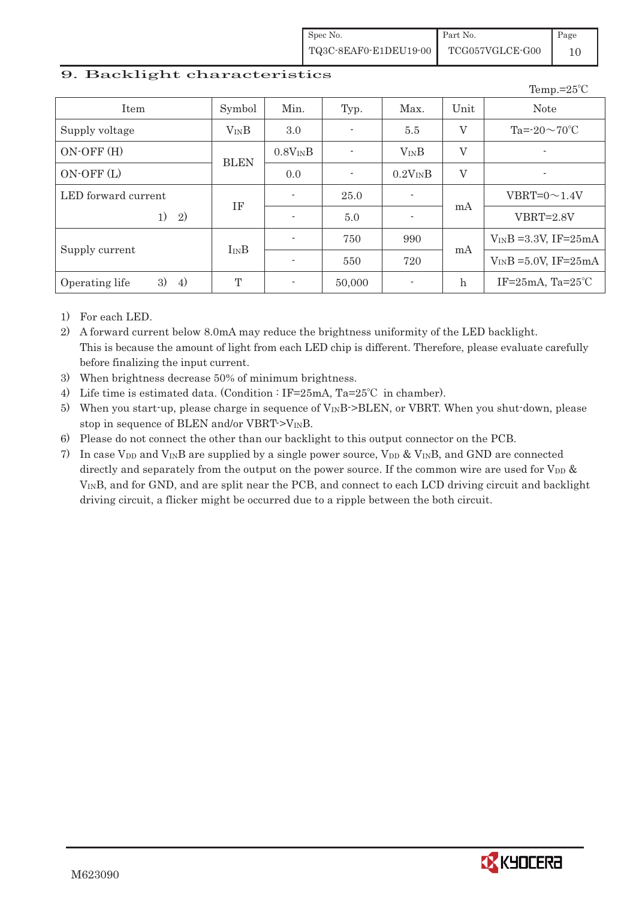## 9. Backlight characteristics

Temp.=25℃

| Item | Symbol | Min. | Typ. | Max. | Unit | Note |
|---|---|---|---|---|---|---|
| Supply voltage | $V_{IN}B$ | 3.0 | - | 5.5 | V | Ta=-20～70℃ |
| ON-OFF (H) | BLEN | $0.8V_{IN}B$ | - | $V_{IN}B$ | V | - |
| ON-OFF (L) | | 0.0 | - | $0.2V_{IN}B$ | V | - |
| LED forward current 1) 2) | IF | - | 25.0 | - | mA | VBRT=0～1.4V |
| | | - | 5.0 | - | | VBRT=2.8V |
| Supply current | $I_{IN}B$ | - | 750 | 990 | mA | $V_{IN}B$ =3.3V, IF=25mA |
| | | - | 550 | 720 | | $V_{IN}B$ =5.0V, IF=25mA |
| Operating life 3) 4) | T | - | 50,000 | - | h | IF=25mA, Ta=25℃ |

1) For each LED.
2) A forward current below 8.0mA may reduce the brightness uniformity of the LED backlight. This is because the amount of light from each LED chip is different. Therefore, please evaluate carefully before finalizing the input current.
3) When brightness decrease 50% of minimum brightness.
4) Life time is estimated data. (Condition : IF=25mA, Ta=25℃ in chamber).
5) When you start-up, please charge in sequence of $V_{IN}B$->BLEN, or VBRT. When you shut-down, please stop in sequence of BLEN and/or VBRT->$V_{IN}B$.
6) Please do not connect the other than our backlight to this output connector on the PCB.
7) In case $V_{DD}$ and $V_{IN}B$ are supplied by a single power source, $V_{DD}$ & $V_{IN}B$, and GND are connected directly and separately from the output on the power source. If the common wire are used for $V_{DD}$ & $V_{IN}B$, and for GND, and are split near the PCB, and connect to each LCD driving circuit and backlight driving circuit, a flicker might be occurred due to a ripple between the both circuit.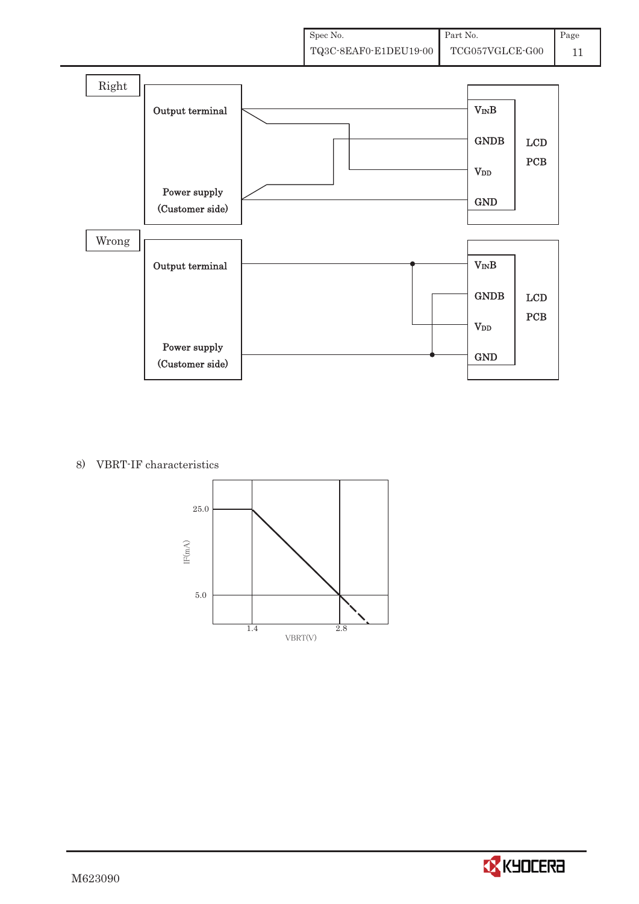Right

Output terminal — $V_{IN}B$, GNDB, $V_{DD}$, GND — LCD PCB

Power supply (Customer side)

Wrong

Output terminal — $V_{IN}B$, GNDB, $V_{DD}$, GND — LCD PCB

Power supply (Customer side)

8) VBRT-IF characteristics

IF(mA): 25.0, 5.0

VBRT(V): 1.4, 2.8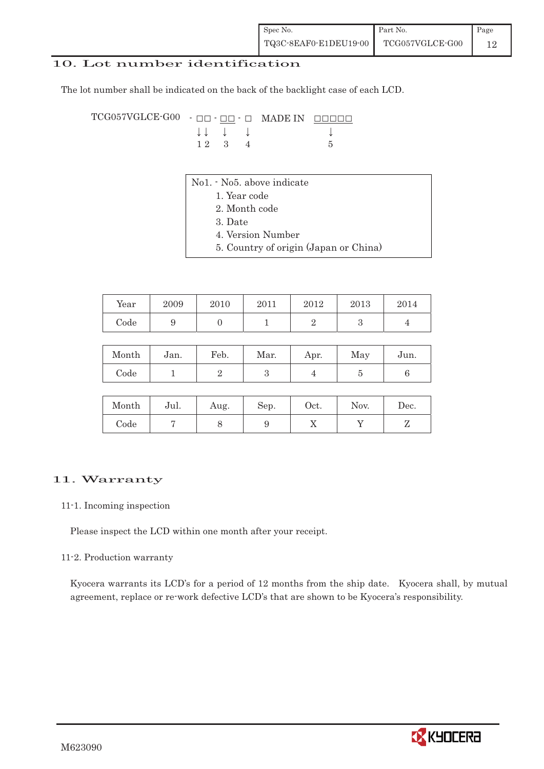## 10. Lot number identification

The lot number shall be indicated on the back of the backlight case of each LCD.

```
TCG057VGLCE-G00  - □□ - □□ - □   MADE IN  □□□□□
                   ↓↓    ↓     ↓              ↓
                   1 2   3     4              5
```

No1. - No5. above indicate

1. Year code
2. Month code
3. Date
4. Version Number
5. Country of origin (Japan or China)

| Year | 2009 | 2010 | 2011 | 2012 | 2013 | 2014 |
|---|---|---|---|---|---|---|
| Code | 9 | 0 | 1 | 2 | 3 | 4 |

| Month | Jan. | Feb. | Mar. | Apr. | May | Jun. |
|---|---|---|---|---|---|---|
| Code | 1 | 2 | 3 | 4 | 5 | 6 |

| Month | Jul. | Aug. | Sep. | Oct. | Nov. | Dec. |
|---|---|---|---|---|---|---|
| Code | 7 | 8 | 9 | X | Y | Z |

## 11. Warranty

### 11-1. Incoming inspection

Please inspect the LCD within one month after your receipt.

### 11-2. Production warranty

Kyocera warrants its LCD's for a period of 12 months from the ship date. Kyocera shall, by mutual agreement, replace or re-work defective LCD's that are shown to be Kyocera's responsibility.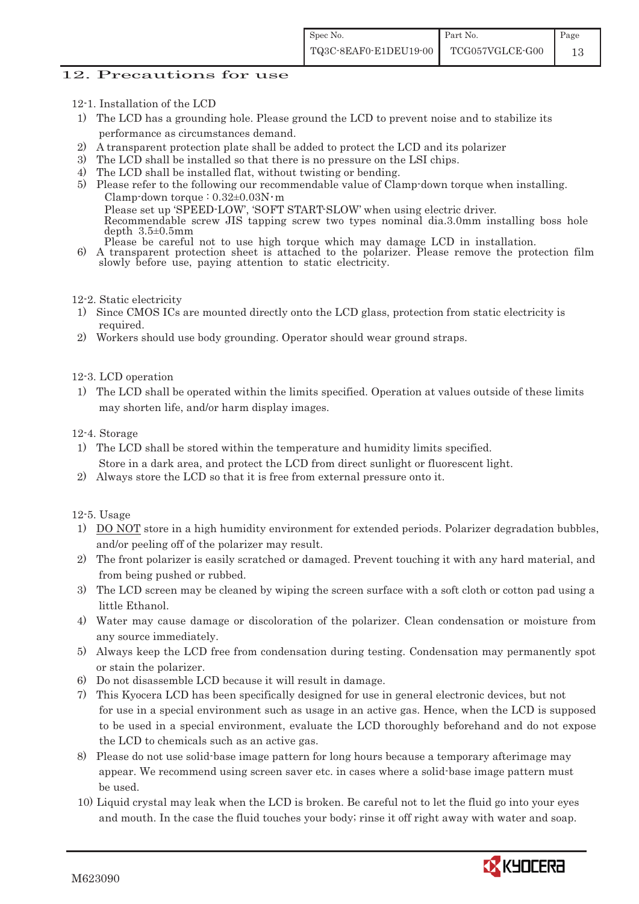## 12. Precautions for use

12-1. Installation of the LCD

1) The LCD has a grounding hole. Please ground the LCD to prevent noise and to stabilize its performance as circumstances demand.
2) A transparent protection plate shall be added to protect the LCD and its polarizer
3) The LCD shall be installed so that there is no pressure on the LSI chips.
4) The LCD shall be installed flat, without twisting or bending.
5) Please refer to the following our recommendable value of Clamp-down torque when installing.
   Clamp-down torque : 0.32±0.03N・m
   Please set up 'SPEED-LOW', 'SOFT START-SLOW' when using electric driver.
   Recommendable screw JIS tapping screw two types nominal dia.3.0mm installing boss hole depth 3.5±0.5mm
   Please be careful not to use high torque which may damage LCD in installation.
6) A transparent protection sheet is attached to the polarizer. Please remove the protection film slowly before use, paying attention to static electricity.

12-2. Static electricity

1) Since CMOS ICs are mounted directly onto the LCD glass, protection from static electricity is required.
2) Workers should use body grounding. Operator should wear ground straps.

12-3. LCD operation

1) The LCD shall be operated within the limits specified. Operation at values outside of these limits may shorten life, and/or harm display images.

12-4. Storage

1) The LCD shall be stored within the temperature and humidity limits specified.
   Store in a dark area, and protect the LCD from direct sunlight or fluorescent light.
2) Always store the LCD so that it is free from external pressure onto it.

12-5. Usage

1) DO NOT store in a high humidity environment for extended periods. Polarizer degradation bubbles, and/or peeling off of the polarizer may result.
2) The front polarizer is easily scratched or damaged. Prevent touching it with any hard material, and from being pushed or rubbed.
3) The LCD screen may be cleaned by wiping the screen surface with a soft cloth or cotton pad using a little Ethanol.
4) Water may cause damage or discoloration of the polarizer. Clean condensation or moisture from any source immediately.
5) Always keep the LCD free from condensation during testing. Condensation may permanently spot or stain the polarizer.
6) Do not disassemble LCD because it will result in damage.
7) This Kyocera LCD has been specifically designed for use in general electronic devices, but not for use in a special environment such as usage in an active gas. Hence, when the LCD is supposed to be used in a special environment, evaluate the LCD thoroughly beforehand and do not expose the LCD to chemicals such as an active gas.
8) Please do not use solid-base image pattern for long hours because a temporary afterimage may appear. We recommend using screen saver etc. in cases where a solid-base image pattern must be used.

10) Liquid crystal may leak when the LCD is broken. Be careful not to let the fluid go into your eyes and mouth. In the case the fluid touches your body; rinse it off right away with water and soap.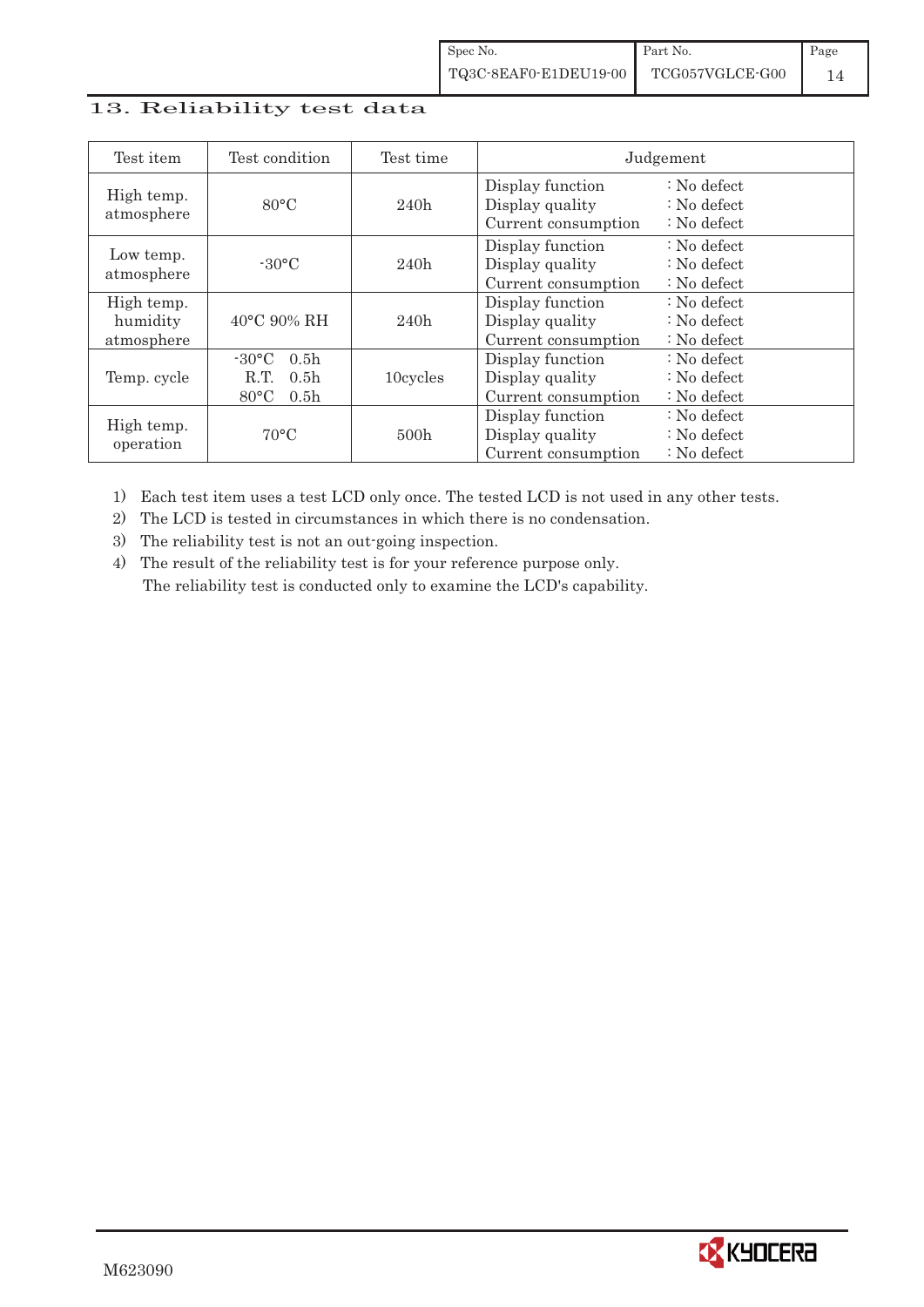## 13. Reliability test data

| Test item | Test condition | Test time | Judgement | |
|---|---|---|---|---|
| High temp. atmosphere | 80°C | 240h | Display function<br>Display quality<br>Current consumption | : No defect<br>: No defect<br>: No defect |
| Low temp. atmosphere | -30°C | 240h | Display function<br>Display quality<br>Current consumption | : No defect<br>: No defect<br>: No defect |
| High temp. humidity atmosphere | 40°C 90% RH | 240h | Display function<br>Display quality<br>Current consumption | : No defect<br>: No defect<br>: No defect |
| Temp. cycle | -30°C 0.5h<br>R.T. 0.5h<br>80°C 0.5h | 10cycles | Display function<br>Display quality<br>Current consumption | : No defect<br>: No defect<br>: No defect |
| High temp. operation | 70°C | 500h | Display function<br>Display quality<br>Current consumption | : No defect<br>: No defect<br>: No defect |

1) Each test item uses a test LCD only once. The tested LCD is not used in any other tests.
2) The LCD is tested in circumstances in which there is no condensation.
3) The reliability test is not an out-going inspection.
4) The result of the reliability test is for your reference purpose only.
   The reliability test is conducted only to examine the LCD's capability.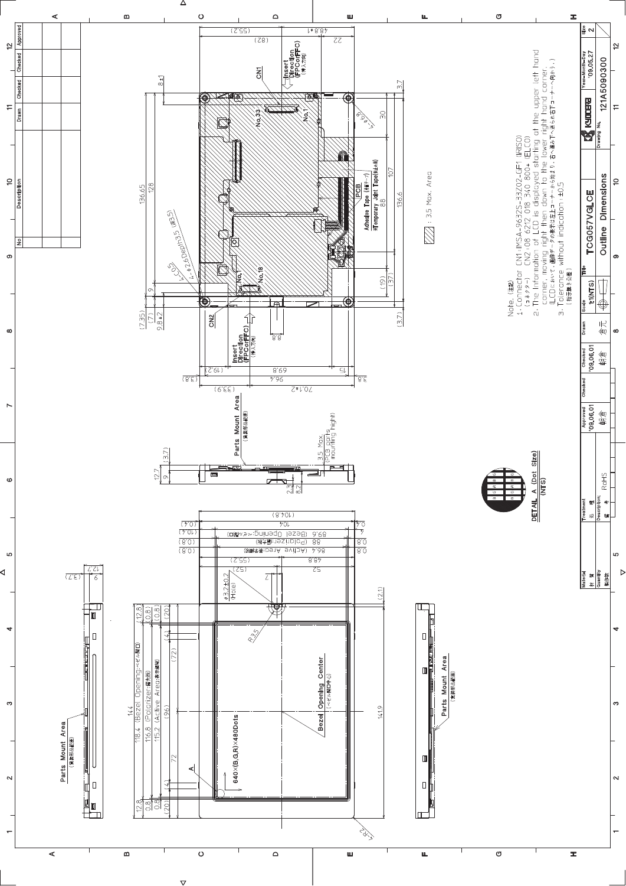| No | Description | Drawn | Checked | Checked | Approved |
|---|---|---|---|---|---|
| | | | | | |

Note (注記)

1. Connector CN1: IMSA-9632S-33Z02-GF1 (IRISO)
   (コネクタ) CN2: 08 6212 018 340 800+ (ELCO)
2. The Information of LCD is displayed starting at the upper left hand corner, moving right then down to the lower right hand corner.
   (LCDにおいて、画像データの表示は左上コーナーから始まり、右へ進み下へ進み右下コーナーへ向かう。)
3. Tolerance without indication: ±0.5
   (指示無き公差)

▨ : 3.5 Max. Area

DETAIL A (Dot Size) (NTS)

Parts Mount Area (実装部品範囲)

Insert Direction (FPC or FFC) (挿入方向)

Bezel Opening Center (ベゼル開口中心)

640×(B,G,R)×480Dots

Adhesive Tape (貼テープ)

Temporary Joint Tape (仮止め用)

| Material 材質 | Treatment 処理 | Approved | Checked | Checked | Drawn | Scale | Title | | Size |
|---|---|---|---|---|---|---|---|---|---|
| | | '09.06.01 朝倉 | | '09.06.01 朝倉 | 倉元 | 1:1(NTS) | TCG057VGLCE | KYOCERA | 2 |
| Quantity 製作数 | Description 備考 RoHS | | | | | | Outline Dimensions | Drawing No. 121A5090300 | Year-Month-Day '09.05.27 |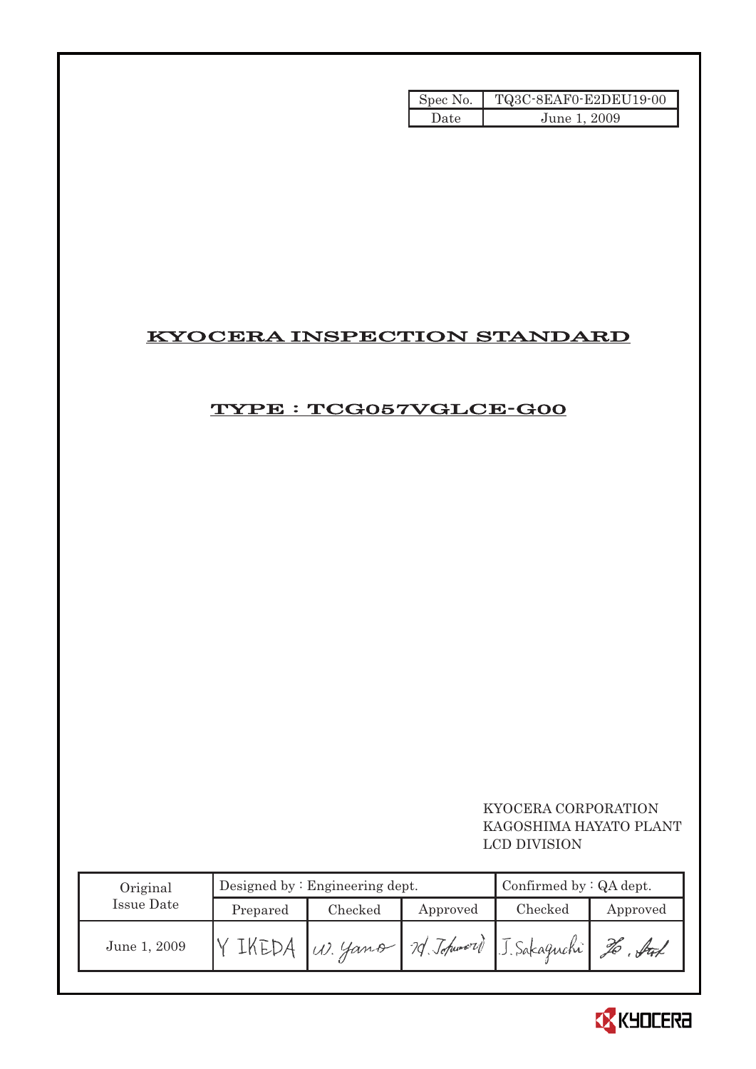| Spec No. | TQ3C-8EAF0-E2DEU19-00 |
| --- | --- |
| Date | June 1, 2009 |

# KYOCERA INSPECTION STANDARD

## TYPE : TCG057VGLCE-G00

KYOCERA CORPORATION
KAGOSHIMA HAYATO PLANT
LCD DIVISION

| Original Issue Date | Designed by : Engineering dept. | | | Confirmed by : QA dept. | |
| --- | --- | --- | --- | --- | --- |
| | Prepared | Checked | Approved | Checked | Approved |
| June 1, 2009 | Y IKEDA | W. Yano | H. Johmori | J. Sakaguchi | Ho. Ito |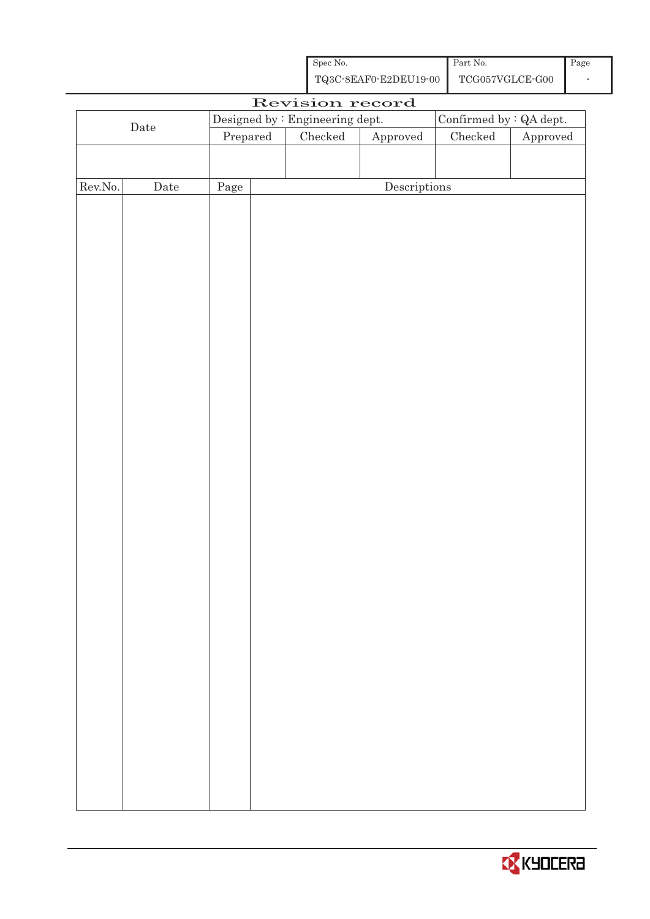| Spec No. | Part No. | Page |
| --- | --- | --- |
| TQ3C-8EAF0-E2DEU19-00 | TCG057VGLCE-G00 | - |

# Revision record

| Date | Designed by : Engineering dept. | | | Confirmed by : QA dept. | |
| --- | --- | --- | --- | --- | --- |
| | Prepared | Checked | Approved | Checked | Approved |
| | | | | | |

| Rev.No. | Date | Page | Descriptions |
| --- | --- | --- | --- |
| | | | |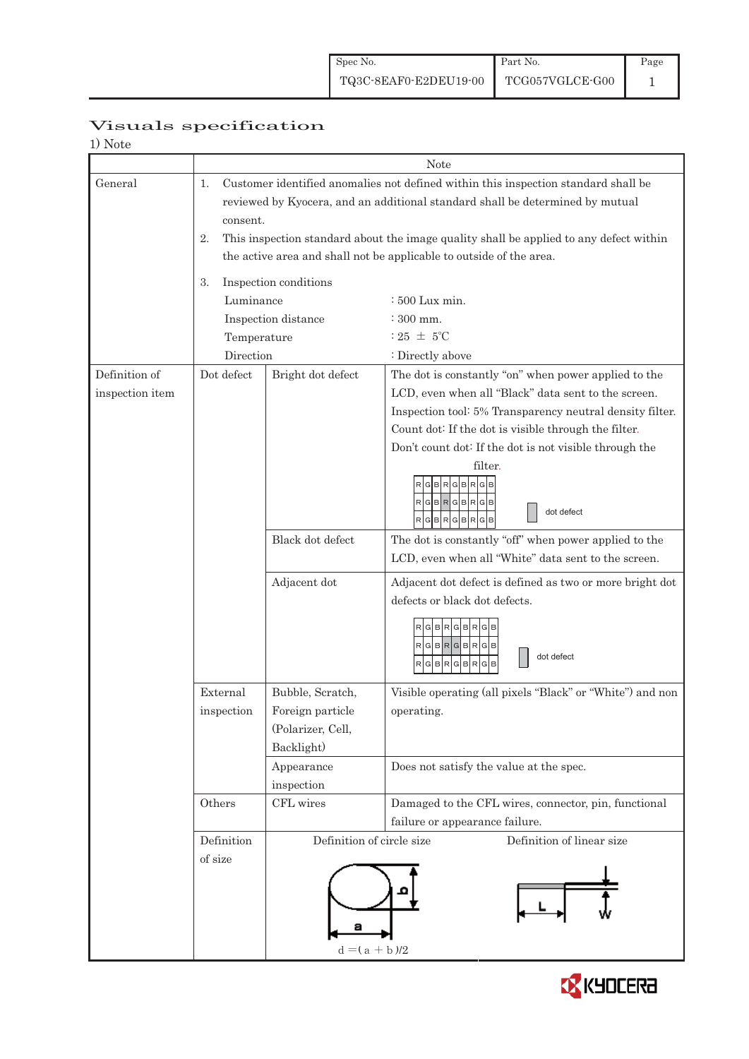# Visuals specification

1) Note

| | | | Note |
|---|---|---|---|
| General | 1. Customer identified anomalies not defined within this inspection standard shall be reviewed by Kyocera, and an additional standard shall be determined by mutual consent.<br>2. This inspection standard about the image quality shall be applied to any defect within the active area and shall not be applicable to outside of the area.<br>3. Inspection conditions<br>Luminance : 500 Lux min.<br>Inspection distance : 300 mm.<br>Temperature : 25 ± 5℃<br>Direction : Directly above | | |
| Definition of inspection item | Dot defect | Bright dot defect | The dot is constantly "on" when power applied to the LCD, even when all "Black" data sent to the screen.<br>Inspection tool: 5% Transparency neutral density filter.<br>Count dot: If the dot is visible through the filter.<br>Don't count dot: If the dot is not visible through the filter.<br>RGBRGBRGB / RGBRGBRGB / RGBRGBRGB — dot defect |
| | | Black dot defect | The dot is constantly "off" when power applied to the LCD, even when all "White" data sent to the screen. |
| | | Adjacent dot | Adjacent dot defect is defined as two or more bright dot defects or black dot defects.<br>RGBRGBRGB / RGBRGBRGB / RGBRGBRGB — dot defect |
| | External inspection | Bubble, Scratch, Foreign particle (Polarizer, Cell, Backlight) | Visible operating (all pixels "Black" or "White") and non operating. |
| | | Appearance inspection | Does not satisfy the value at the spec. |
| | Others | CFL wires | Damaged to the CFL wires, connector, pin, functional failure or appearance failure. |
| | Definition of size | Definition of circle size<br>a, b<br>d = ( a + b )/2 | Definition of linear size<br>L, W |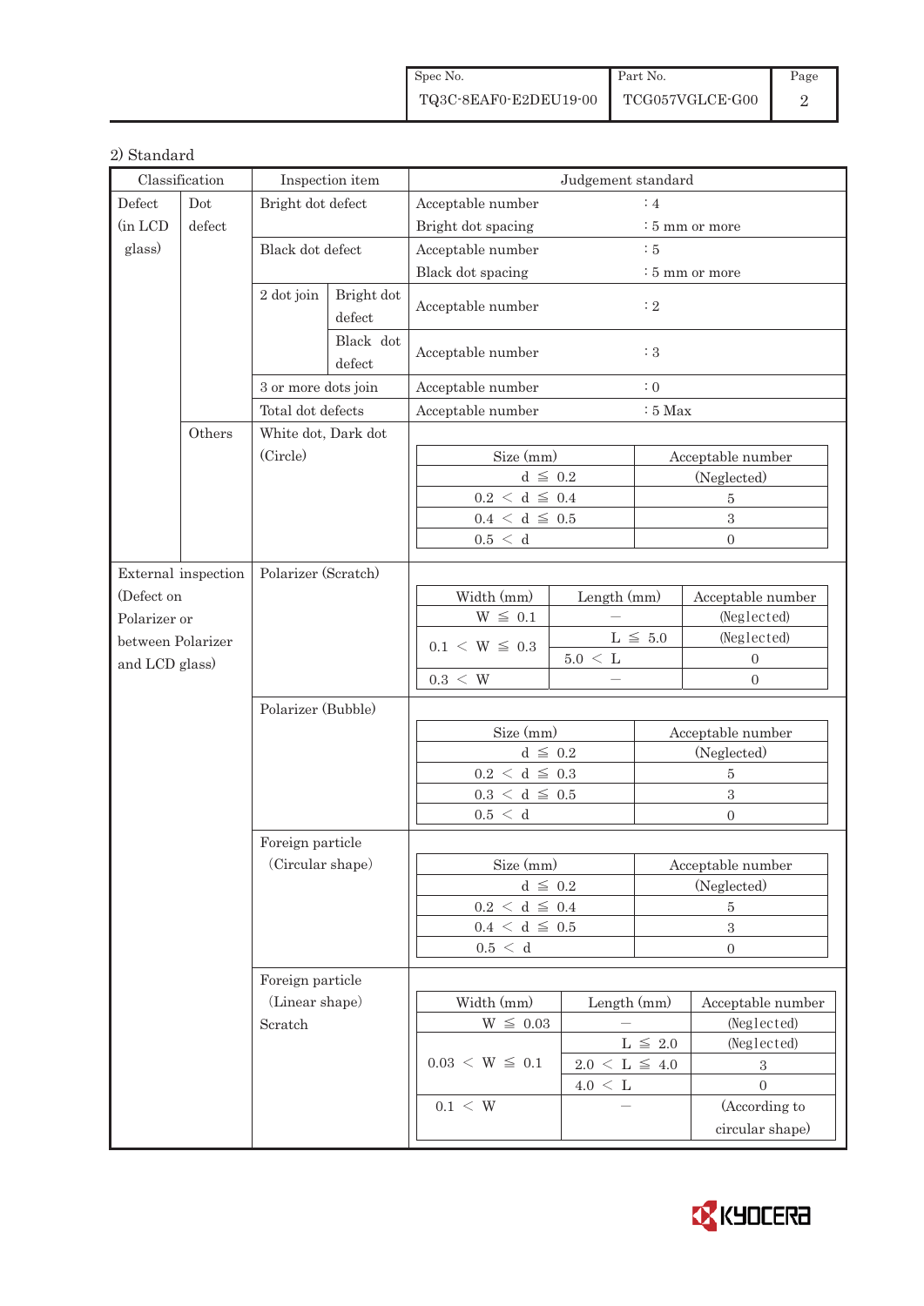2) Standard

| Classification | | Inspection item | | Judgement standard |
|---|---|---|---|---|
| Defect (in LCD glass) | Dot defect | Bright dot defect | | Acceptable number : 4<br>Bright dot spacing : 5 mm or more |
| | | Black dot defect | | Acceptable number : 5<br>Black dot spacing : 5 mm or more |
| | | 2 dot join | Bright dot defect | Acceptable number : 2 |
| | | | Black dot defect | Acceptable number : 3 |
| | | 3 or more dots join | | Acceptable number : 0 |
| | | Total dot defects | | Acceptable number : 5 Max |
| | Others | White dot, Dark dot (Circle) | | See table below |
| External inspection (Defect on Polarizer or between Polarizer and LCD glass) | | Polarizer (Scratch) | | See table below |
| | | Polarizer (Bubble) | | See table below |
| | | Foreign particle (Circular shape) | | See table below |
| | | Foreign particle (Linear shape) Scratch | | See table below |

White dot, Dark dot (Circle)

| Size (mm) | Acceptable number |
|---|---|
| d ≦ 0.2 | (Neglected) |
| 0.2 < d ≦ 0.4 | 5 |
| 0.4 < d ≦ 0.5 | 3 |
| 0.5 < d | 0 |

Polarizer (Scratch)

| Width (mm) | Length (mm) | Acceptable number |
|---|---|---|
| W ≦ 0.1 | — | (Neglected) |
| 0.1 < W ≦ 0.3 | L ≦ 5.0 | (Neglected) |
| | 5.0 < L | 0 |
| 0.3 < W | — | 0 |

Polarizer (Bubble)

| Size (mm) | Acceptable number |
|---|---|
| d ≦ 0.2 | (Neglected) |
| 0.2 < d ≦ 0.3 | 5 |
| 0.3 < d ≦ 0.5 | 3 |
| 0.5 < d | 0 |

Foreign particle (Circular shape)

| Size (mm) | Acceptable number |
|---|---|
| d ≦ 0.2 | (Neglected) |
| 0.2 < d ≦ 0.4 | 5 |
| 0.4 < d ≦ 0.5 | 3 |
| 0.5 < d | 0 |

Foreign particle (Linear shape) Scratch

| Width (mm) | Length (mm) | Acceptable number |
|---|---|---|
| W ≦ 0.03 | — | (Neglected) |
| 0.03 < W ≦ 0.1 | L ≦ 2.0 | (Neglected) |
| | 2.0 < L ≦ 4.0 | 3 |
| | 4.0 < L | 0 |
| 0.1 < W | — | (According to circular shape) |